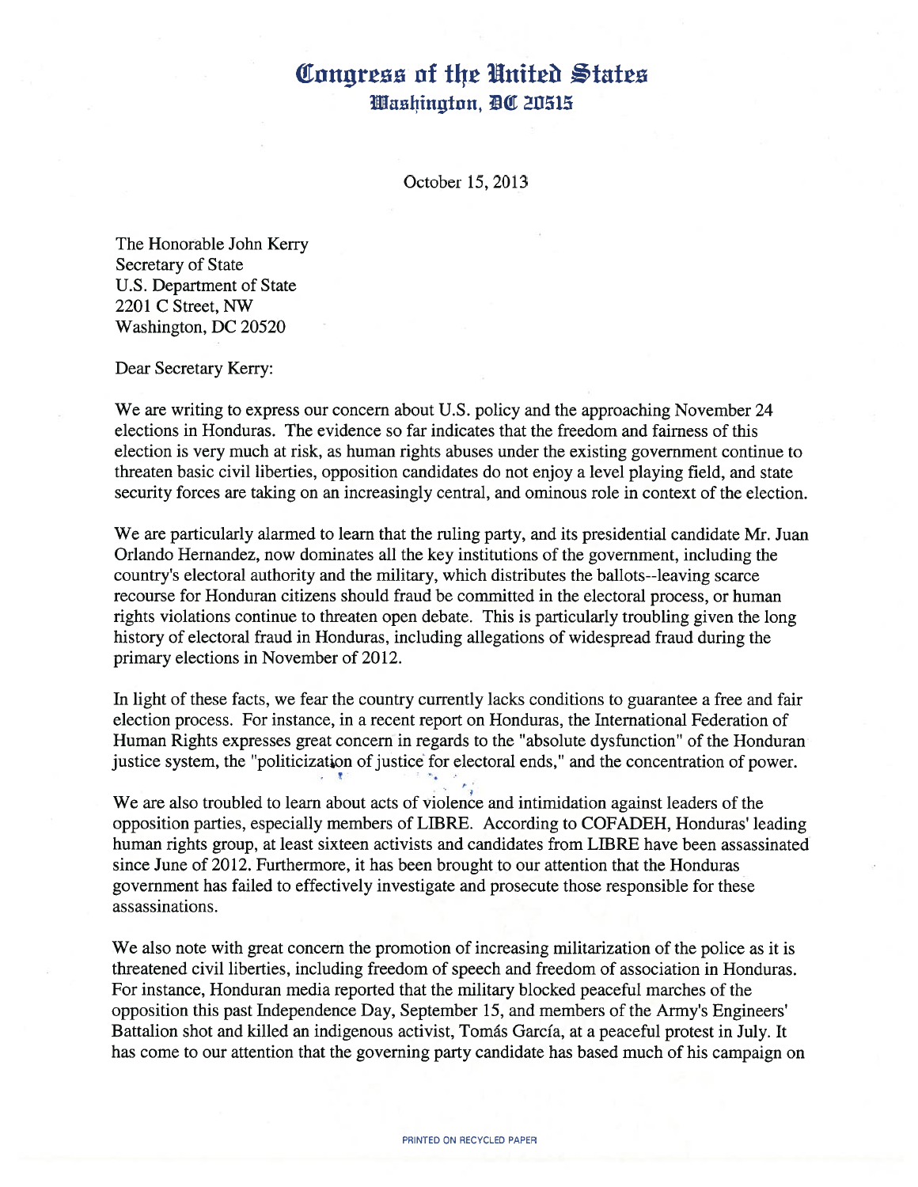# Congress of the United States
## Washington, DC 20515

October 15, 2013

The Honorable John Kerry
Secretary of State
U.S. Department of State
2201 C Street, NW
Washington, DC 20520

Dear Secretary Kerry:

We are writing to express our concern about U.S. policy and the approaching November 24 elections in Honduras. The evidence so far indicates that the freedom and fairness of this election is very much at risk, as human rights abuses under the existing government continue to threaten basic civil liberties, opposition candidates do not enjoy a level playing field, and state security forces are taking on an increasingly central, and ominous role in context of the election.

We are particularly alarmed to learn that the ruling party, and its presidential candidate Mr. Juan Orlando Hernandez, now dominates all the key institutions of the government, including the country's electoral authority and the military, which distributes the ballots--leaving scarce recourse for Honduran citizens should fraud be committed in the electoral process, or human rights violations continue to threaten open debate. This is particularly troubling given the long history of electoral fraud in Honduras, including allegations of widespread fraud during the primary elections in November of 2012.

In light of these facts, we fear the country currently lacks conditions to guarantee a free and fair election process. For instance, in a recent report on Honduras, the International Federation of Human Rights expresses great concern in regards to the "absolute dysfunction" of the Honduran justice system, the "politicization of justice for electoral ends," and the concentration of power.

We are also troubled to learn about acts of violence and intimidation against leaders of the opposition parties, especially members of LIBRE. According to COFADEH, Honduras' leading human rights group, at least sixteen activists and candidates from LIBRE have been assassinated since June of 2012. Furthermore, it has been brought to our attention that the Honduras government has failed to effectively investigate and prosecute those responsible for these assassinations.

We also note with great concern the promotion of increasing militarization of the police as it is threatened civil liberties, including freedom of speech and freedom of association in Honduras. For instance, Honduran media reported that the military blocked peaceful marches of the opposition this past Independence Day, September 15, and members of the Army's Engineers' Battalion shot and killed an indigenous activist, Tomás García, at a peaceful protest in July. It has come to our attention that the governing party candidate has based much of his campaign on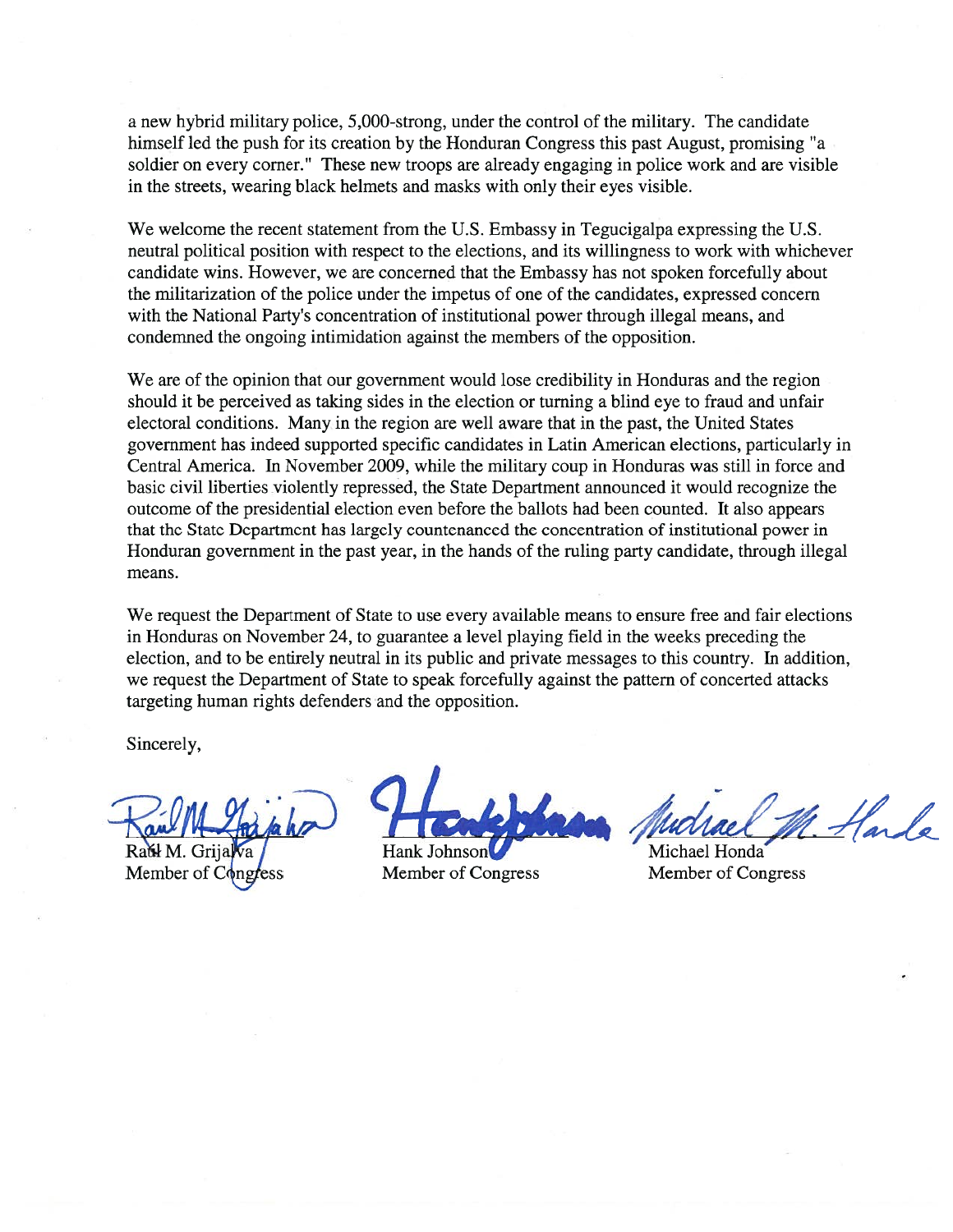a new hybrid military police, 5,000-strong, under the control of the military. The candidate himself led the push for its creation by the Honduran Congress this past August, promising "a soldier on every corner." These new troops are already engaging in police work and are visible in the streets, wearing black helmets and masks with only their eyes visible.

We welcome the recent statement from the U.S. Embassy in Tegucigalpa expressing the U.S. neutral political position with respect to the elections, and its willingness to work with whichever candidate wins. However, we are concerned that the Embassy has not spoken forcefully about the militarization of the police under the impetus of one of the candidates, expressed concern with the National Party's concentration of institutional power through illegal means, and condemned the ongoing intimidation against the members of the opposition.

We are of the opinion that our government would lose credibility in Honduras and the region should it be perceived as taking sides in the election or turning a blind eye to fraud and unfair electoral conditions. Many in the region are well aware that in the past, the United States government has indeed supported specific candidates in Latin American elections, particularly in Central America. In November 2009, while the military coup in Honduras was still in force and basic civil liberties violently repressed, the State Department announced it would recognize the outcome of the presidential election even before the ballots had been counted. It also appears that the State Department has largely countenanced the concentration of institutional power in Honduran government in the past year, in the hands of the ruling party candidate, through illegal means.

We request the Department of State to use every available means to ensure free and fair elections in Honduras on November 24, to guarantee a level playing field in the weeks preceding the election, and to be entirely neutral in its public and private messages to this country. In addition, we request the Department of State to speak forcefully against the pattern of concerted attacks targeting human rights defenders and the opposition.

Sincerely,

Raúl M. Grijalva
Member of Congress

Hank Johnson
Member of Congress

Michael Honda
Member of Congress